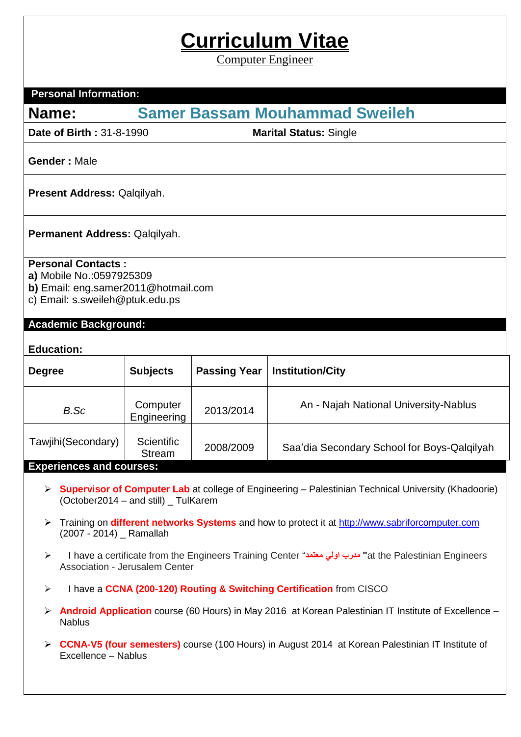# Curriculum Vitae

Computer Engineer

## Personal Information:

**Name:** **Samer Bassam Mouhammad Sweileh**

**Date of Birth :** 31-8-1990 | **Marital Status:** Single

**Gender :** Male

**Present Address:** Qalqilyah.

**Permanent Address:** Qalqilyah.

**Personal Contacts :**
**a)** Mobile No.:0597925309
**b)** Email: eng.samer2011@hotmail.com
c) Email: s.sweileh@ptuk.edu.ps

## Academic Background:

**Education:**

| Degree | Subjects | Passing Year | Institution/City |
|---|---|---|---|
| *B.Sc* | Computer Engineering | 2013/2014 | An - Najah National University-Nablus |
| Tawjihi(Secondary) | Scientific Stream | 2008/2009 | Saa'dia Secondary School for Boys-Qalqilyah |

## Experiences and courses:

- **Supervisor of Computer Lab** at college of Engineering – Palestinian Technical University (Khadoorie) (October2014 – and still) _ TulKarem
- Training on **different networks Systems** and how to protect it at http://www.sabriforcomputer.com (2007 - 2014) _ Ramallah
- I have a certificate from the Engineers Training Center "**مدرب اولي معتمد**" at the Palestinian Engineers Association - Jerusalem Center
- I have a **CCNA (200-120) Routing & Switching Certification** from CISCO
- **Android Application** course (60 Hours) in May 2016 at Korean Palestinian IT Institute of Excellence – Nablus
- **CCNA-V5 (four semesters)** course (100 Hours) in August 2014 at Korean Palestinian IT Institute of Excellence – Nablus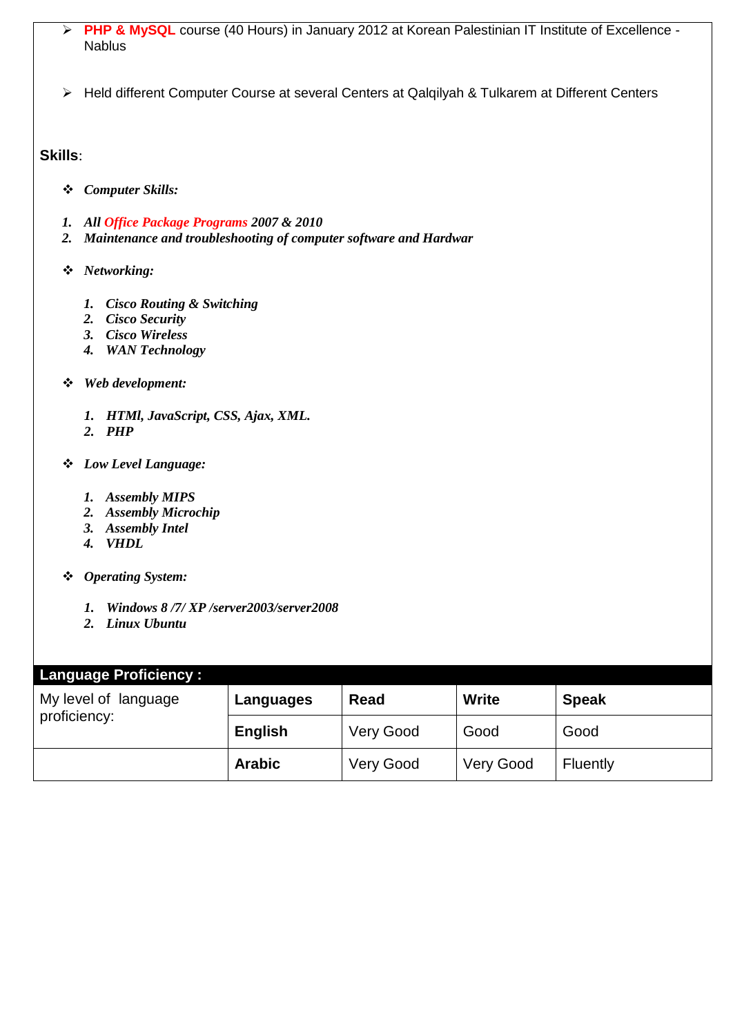- **PHP & MySQL** course (40 Hours) in January 2012 at Korean Palestinian IT Institute of Excellence - Nablus

- Held different Computer Course at several Centers at Qalqilyah & Tulkarem at Different Centers

**Skills**:

- ***Computer Skills:***

1. ***All Office Package Programs 2007 & 2010***
2. ***Maintenance and troubleshooting of computer software and Hardwar***

- ***Networking:***

  1. ***Cisco Routing & Switching***
  2. ***Cisco Security***
  3. ***Cisco Wireless***
  4. ***WAN Technology***

- ***Web development:***

  1. ***HTMl, JavaScript, CSS, Ajax, XML.***
  2. ***PHP***

- ***Low Level Language:***

  1. ***Assembly MIPS***
  2. ***Assembly Microchip***
  3. ***Assembly Intel***
  4. ***VHDL***

- ***Operating System:***

  1. ***Windows 8 /7/ XP /server2003/server2008***
  2. ***Linux Ubuntu***

**Language Proficiency :**

| | | | | |
|---|---|---|---|---|
| My level of language proficiency: | **Languages** | **Read** | **Write** | **Speak** |
| | **English** | Very Good | Good | Good |
| | **Arabic** | Very Good | Very Good | Fluently |